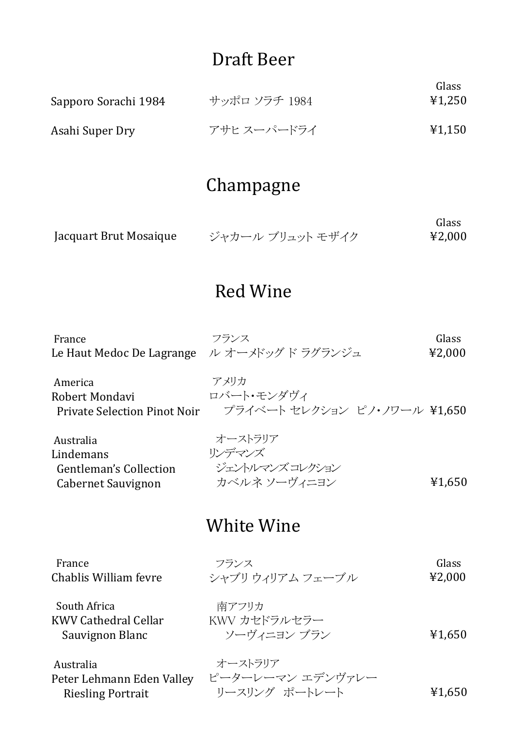# Draft Beer

| | | Glass |
|---|---|---|
| Sapporo Sorachi 1984 | サッポロ ソラチ 1984 | ¥1,250 |
| Asahi Super Dry | アサヒ スーパードライ | ¥1,150 |

# Champagne

| | | Glass |
|---|---|---|
| Jacquart Brut Mosaique | ジャカール ブリュット モザイク | ¥2,000 |

# Red Wine

| | | Glass |
|---|---|---|
| France<br>Le Haut Medoc De Lagrange | フランス<br>ル オーメドッグ ド ラグランジュ | ¥2,000 |
| America<br>Robert Mondavi<br>Private Selection Pinot Noir | アメリカ<br>ロバート・モンダヴィ<br>プライベート セレクション ピノ・ノワール | ¥1,650 |
| Australia<br>Lindemans<br>Gentleman's Collection<br>Cabernet Sauvignon | オーストラリア<br>リンデマンズ<br>ジェントルマンズ コレクション<br>カベルネ ソーヴィニヨン | ¥1,650 |

# White Wine

| | | Glass |
|---|---|---|
| France<br>Chablis William fevre | フランス<br>シャブリ ウィリアム フェーブル | ¥2,000 |
| South Africa<br>KWV Cathedral Cellar<br>Sauvignon Blanc | 南アフリカ<br>KWV カセドラルセラー<br>ソーヴィニヨン ブラン | ¥1,650 |
| Australia<br>Peter Lehmann Eden Valley<br>Riesling Portrait | オーストラリア<br>ピーターレーマン エデンヴァレー<br>リースリング　ポートレート | ¥1,650 |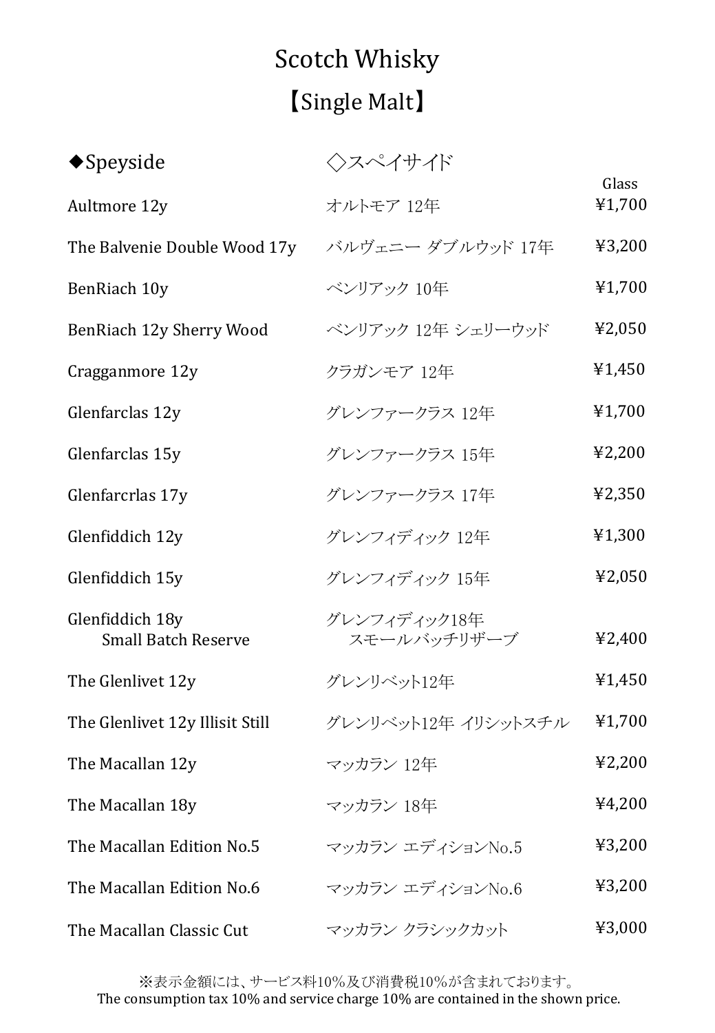# Scotch Whisky

## 【Single Malt】

| ◆Speyside | ◇スペイサイド | Glass |
|---|---|---|
| Aultmore 12y | オルトモア 12年 | ¥1,700 |
| The Balvenie Double Wood 17y | バルヴェニー ダブルウッド 17年 | ¥3,200 |
| BenRiach 10y | ベンリアック 10年 | ¥1,700 |
| BenRiach 12y Sherry Wood | ベンリアック 12年 シェリーウッド | ¥2,050 |
| Cragganmore 12y | クラガンモア 12年 | ¥1,450 |
| Glenfarclas 12y | グレンファークラス 12年 | ¥1,700 |
| Glenfarclas 15y | グレンファークラス 15年 | ¥2,200 |
| Glenfarcrlas 17y | グレンファークラス 17年 | ¥2,350 |
| Glenfiddich 12y | グレンフィディック 12年 | ¥1,300 |
| Glenfiddich 15y | グレンフィディック 15年 | ¥2,050 |
| Glenfiddich 18y Small Batch Reserve | グレンフィディック18年 スモールバッチリザーブ | ¥2,400 |
| The Glenlivet 12y | グレンリベット12年 | ¥1,450 |
| The Glenlivet 12y Illisit Still | グレンリベット12年 イリシットスチル | ¥1,700 |
| The Macallan 12y | マッカラン 12年 | ¥2,200 |
| The Macallan 18y | マッカラン 18年 | ¥4,200 |
| The Macallan Edition No.5 | マッカラン エディションNo.5 | ¥3,200 |
| The Macallan Edition No.6 | マッカラン エディションNo.6 | ¥3,200 |
| The Macallan Classic Cut | マッカラン クラシックカット | ¥3,000 |

※表示金額には、サービス料10%及び消費税10%が含まれております。
The consumption tax 10% and service charge 10% are contained in the shown price.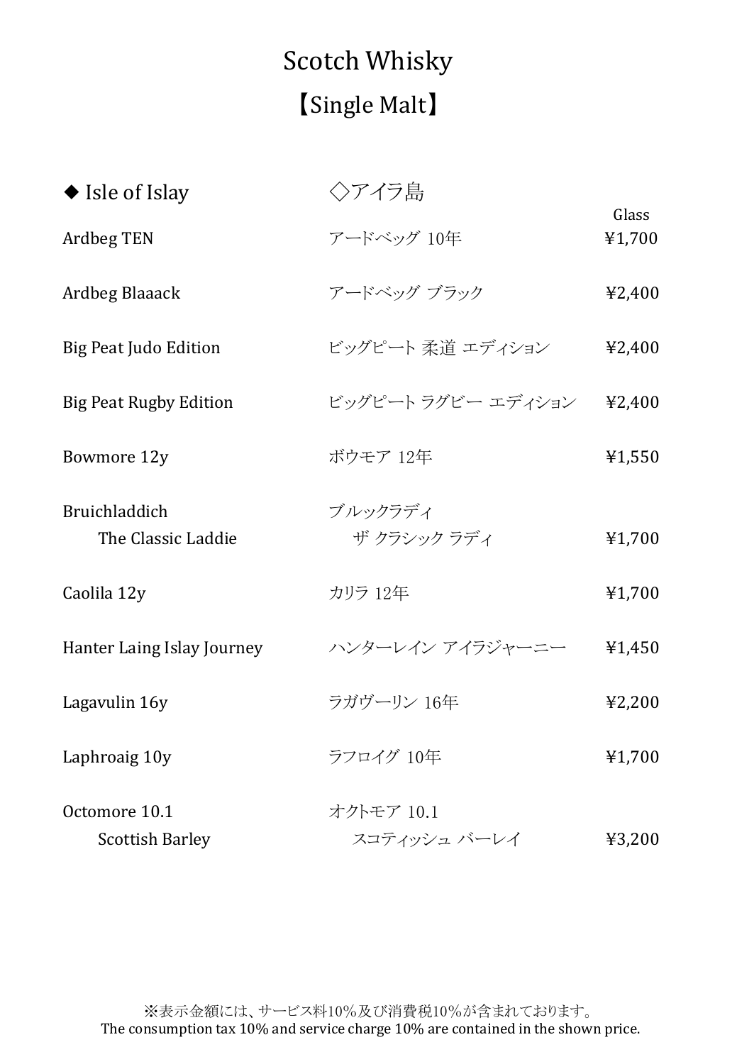# Scotch Whisky

## 【Single Malt】

| ◆ Isle of Islay | ◇アイラ島 | Glass |
| --- | --- | --- |
| Ardbeg TEN | アードベッグ 10年 | ¥1,700 |
| Ardbeg Blaaack | アードベッグ ブラック | ¥2,400 |
| Big Peat Judo Edition | ビッグピート 柔道 エディション | ¥2,400 |
| Big Peat Rugby Edition | ビッグピート ラグビー エディション | ¥2,400 |
| Bowmore 12y | ボウモア 12年 | ¥1,550 |
| Bruichladdich The Classic Laddie | ブルックラディ ザ クラシック ラディ | ¥1,700 |
| Caolila 12y | カリラ 12年 | ¥1,700 |
| Hanter Laing Islay Journey | ハンターレイン アイラジャーニー | ¥1,450 |
| Lagavulin 16y | ラガヴーリン 16年 | ¥2,200 |
| Laphroaig 10y | ラフロイグ 10年 | ¥1,700 |
| Octomore 10.1 Scottish Barley | オクトモア 10.1 スコティッシュ バーレイ | ¥3,200 |

※表示金額には、サービス料10%及び消費税10%が含まれております。
The consumption tax 10% and service charge 10% are contained in the shown price.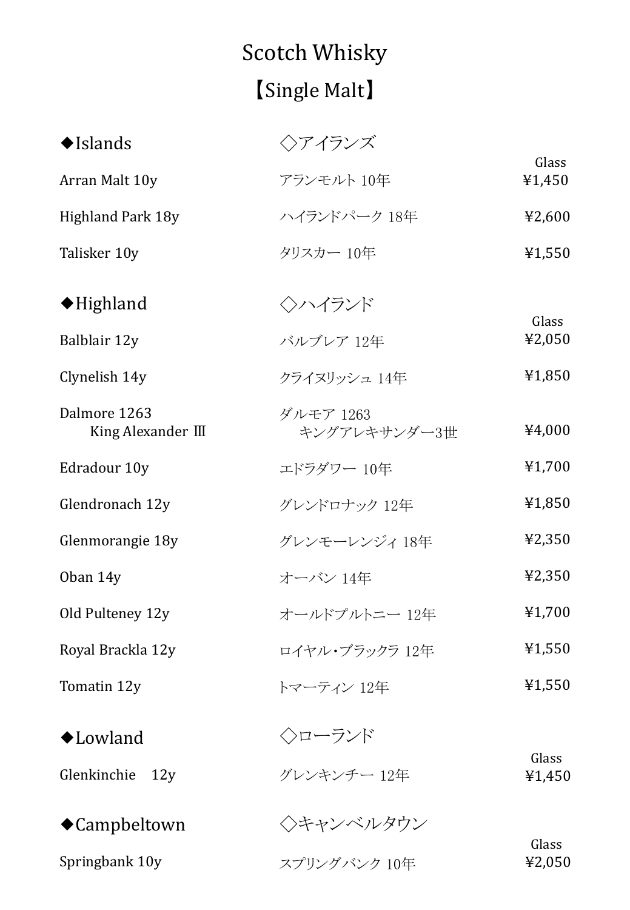# Scotch Whisky

## 【Single Malt】

### ◆Islands ◇アイランズ

| | | Glass |
|---|---|---|
| Arran Malt 10y | アランモルト 10年 | ¥1,450 |
| Highland Park 18y | ハイランドパーク 18年 | ¥2,600 |
| Talisker 10y | タリスカー 10年 | ¥1,550 |

### ◆Highland ◇ハイランド

| | | Glass |
|---|---|---|
| Balblair 12y | バルブレア 12年 | ¥2,050 |
| Clynelish 14y | クライヌリッシュ 14年 | ¥1,850 |
| Dalmore 1263 King Alexander Ⅲ | ダルモア 1263 キングアレキサンダー3世 | ¥4,000 |
| Edradour 10y | エドラダワー 10年 | ¥1,700 |
| Glendronach 12y | グレンドロナック 12年 | ¥1,850 |
| Glenmorangie 18y | グレンモーレンジィ 18年 | ¥2,350 |
| Oban 14y | オーバン 14年 | ¥2,350 |
| Old Pulteney 12y | オールドプルトニー 12年 | ¥1,700 |
| Royal Brackla 12y | ロイヤル・ブラックラ 12年 | ¥1,550 |
| Tomatin 12y | トマーティン 12年 | ¥1,550 |

### ◆Lowland ◇ローランド

| | | Glass |
|---|---|---|
| Glenkinchie 12y | グレンキンチー 12年 | ¥1,450 |

### ◆Campbeltown ◇キャンベルタウン

| | | Glass |
|---|---|---|
| Springbank 10y | スプリングバンク 10年 | ¥2,050 |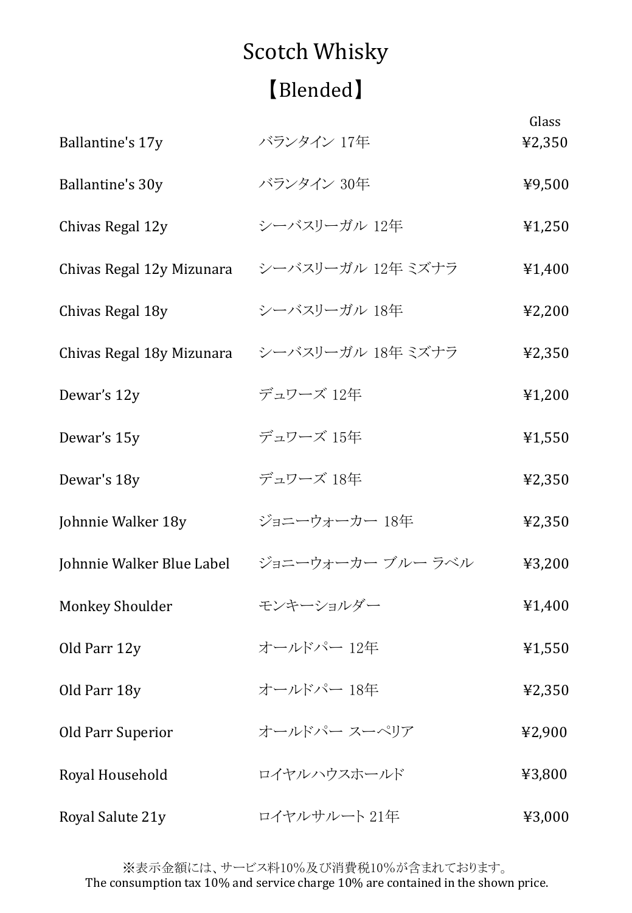# Scotch Whisky

## 【Blended】

| | | Glass |
|---|---|---|
| Ballantine's 17y | バランタイン 17年 | ¥2,350 |
| Ballantine's 30y | バランタイン 30年 | ¥9,500 |
| Chivas Regal 12y | シーバスリーガル 12年 | ¥1,250 |
| Chivas Regal 12y Mizunara | シーバスリーガル 12年 ミズナラ | ¥1,400 |
| Chivas Regal 18y | シーバスリーガル 18年 | ¥2,200 |
| Chivas Regal 18y Mizunara | シーバスリーガル 18年 ミズナラ | ¥2,350 |
| Dewar's 12y | デュワーズ 12年 | ¥1,200 |
| Dewar's 15y | デュワーズ 15年 | ¥1,550 |
| Dewar's 18y | デュワーズ 18年 | ¥2,350 |
| Johnnie Walker 18y | ジョニーウォーカー 18年 | ¥2,350 |
| Johnnie Walker Blue Label | ジョニーウォーカー ブルー ラベル | ¥3,200 |
| Monkey Shoulder | モンキーショルダー | ¥1,400 |
| Old Parr 12y | オールドパー 12年 | ¥1,550 |
| Old Parr 18y | オールドパー 18年 | ¥2,350 |
| Old Parr Superior | オールドパー スーペリア | ¥2,900 |
| Royal Household | ロイヤルハウスホールド | ¥3,800 |
| Royal Salute 21y | ロイヤルサルート 21年 | ¥3,000 |

※表示金額には、サービス料10%及び消費税10%が含まれております。
The consumption tax 10% and service charge 10% are contained in the shown price.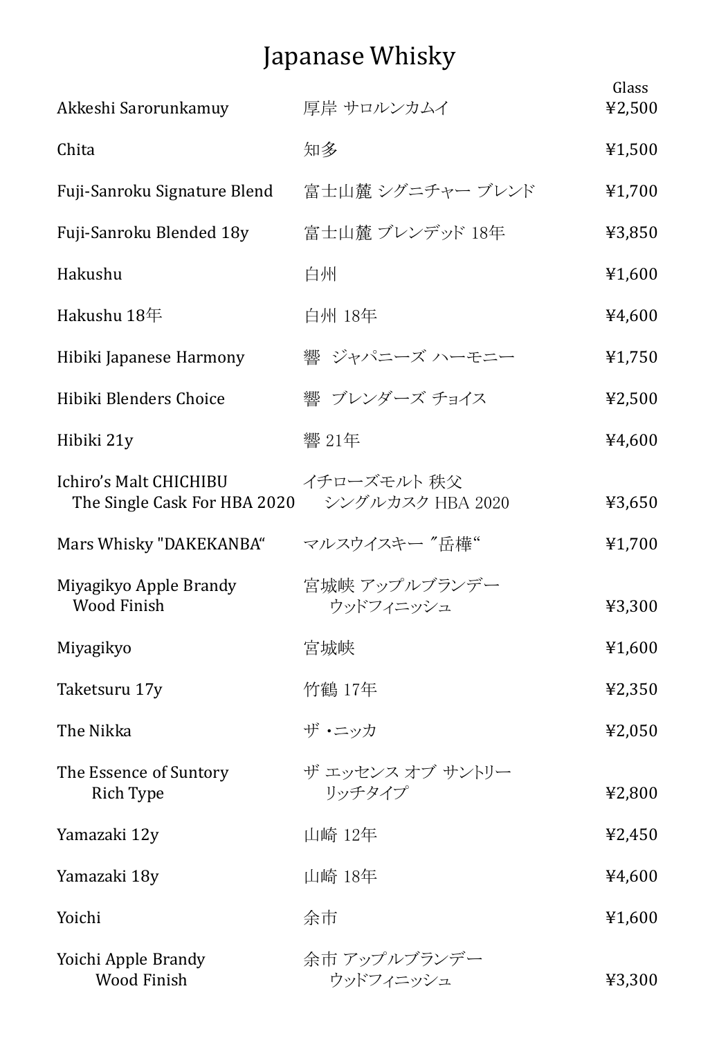# Japanase Whisky

| | | Glass |
|---|---|---|
| Akkeshi Sarorunkamuy | 厚岸 サロルンカムイ | ¥2,500 |
| Chita | 知多 | ¥1,500 |
| Fuji-Sanroku Signature Blend | 富士山麓 シグニチャー ブレンド | ¥1,700 |
| Fuji-Sanroku Blended 18y | 富士山麓 ブレンデッド 18年 | ¥3,850 |
| Hakushu | 白州 | ¥1,600 |
| Hakushu 18年 | 白州 18年 | ¥4,600 |
| Hibiki Japanese Harmony | 響 ジャパニーズ ハーモニー | ¥1,750 |
| Hibiki Blenders Choice | 響 ブレンダーズ チョイス | ¥2,500 |
| Hibiki 21y | 響 21年 | ¥4,600 |
| Ichiro's Malt CHICHIBU The Single Cask For HBA 2020 | イチローズモルト 秩父 シングルカスク HBA 2020 | ¥3,650 |
| Mars Whisky "DAKEKANBA“ | マルスウイスキー "岳樺“ | ¥1,700 |
| Miyagikyo Apple Brandy Wood Finish | 宮城峡 アップルブランデー ウッドフィニッシュ | ¥3,300 |
| Miyagikyo | 宮城峡 | ¥1,600 |
| Taketsuru 17y | 竹鶴 17年 | ¥2,350 |
| The Nikka | ザ・ニッカ | ¥2,050 |
| The Essence of Suntory Rich Type | ザ エッセンス オブ サントリー リッチタイプ | ¥2,800 |
| Yamazaki 12y | 山崎 12年 | ¥2,450 |
| Yamazaki 18y | 山崎 18年 | ¥4,600 |
| Yoichi | 余市 | ¥1,600 |
| Yoichi Apple Brandy Wood Finish | 余市 アップルブランデー ウッドフィニッシュ | ¥3,300 |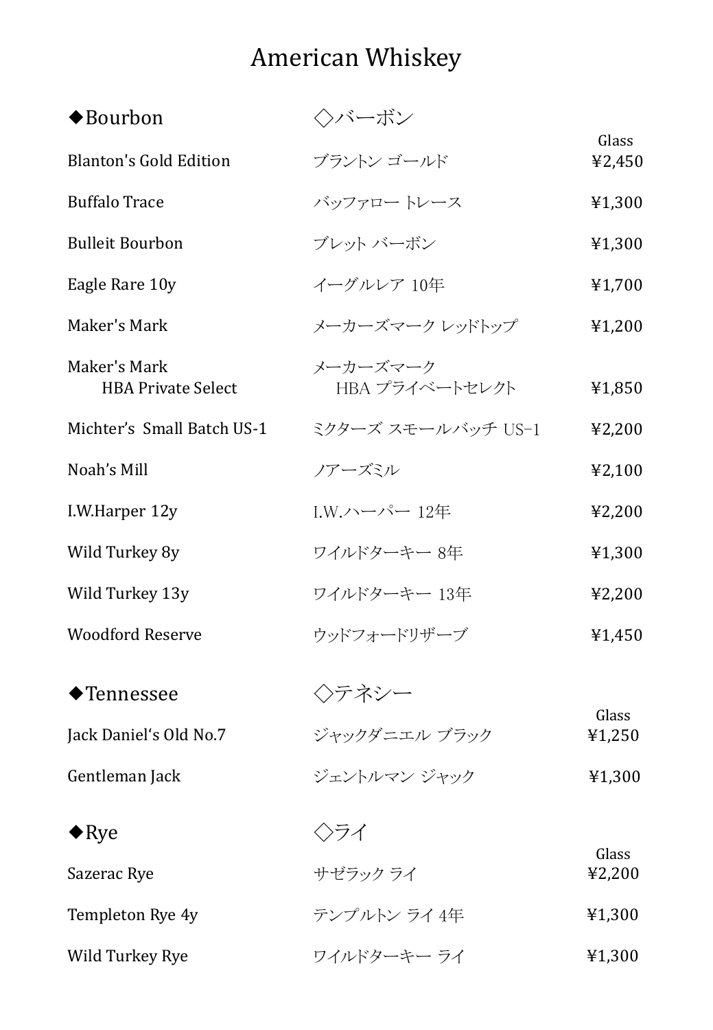# American Whiskey

| ◆Bourbon | ◇バーボン | Glass |
|---|---|---|
| Blanton's Gold Edition | ブラントン ゴールド | ¥2,450 |
| Buffalo Trace | バッファロー トレース | ¥1,300 |
| Bulleit Bourbon | ブレット バーボン | ¥1,300 |
| Eagle Rare 10y | イーグルレア 10年 | ¥1,700 |
| Maker's Mark | メーカーズマーク レッドトップ | ¥1,200 |
| Maker's Mark HBA Private Select | メーカーズマーク HBA プライベートセレクト | ¥1,850 |
| Michter’s Small Batch US-1 | ミクターズ スモールバッチ US-1 | ¥2,200 |
| Noah’s Mill | ノアーズミル | ¥2,100 |
| I.W.Harper 12y | I.W.ハーパー 12年 | ¥2,200 |
| Wild Turkey 8y | ワイルドターキー 8年 | ¥1,300 |
| Wild Turkey 13y | ワイルドターキー 13年 | ¥2,200 |
| Woodford Reserve | ウッドフォードリザーブ | ¥1,450 |

| ◆Tennessee | ◇テネシー | Glass |
|---|---|---|
| Jack Daniel‘s Old No.7 | ジャックダニエル ブラック | ¥1,250 |
| Gentleman Jack | ジェントルマン ジャック | ¥1,300 |

| ◆Rye | ◇ライ | Glass |
|---|---|---|
| Sazerac Rye | サゼラック ライ | ¥2,200 |
| Templeton Rye 4y | テンプルトン ライ 4年 | ¥1,300 |
| Wild Turkey Rye | ワイルドターキー ライ | ¥1,300 |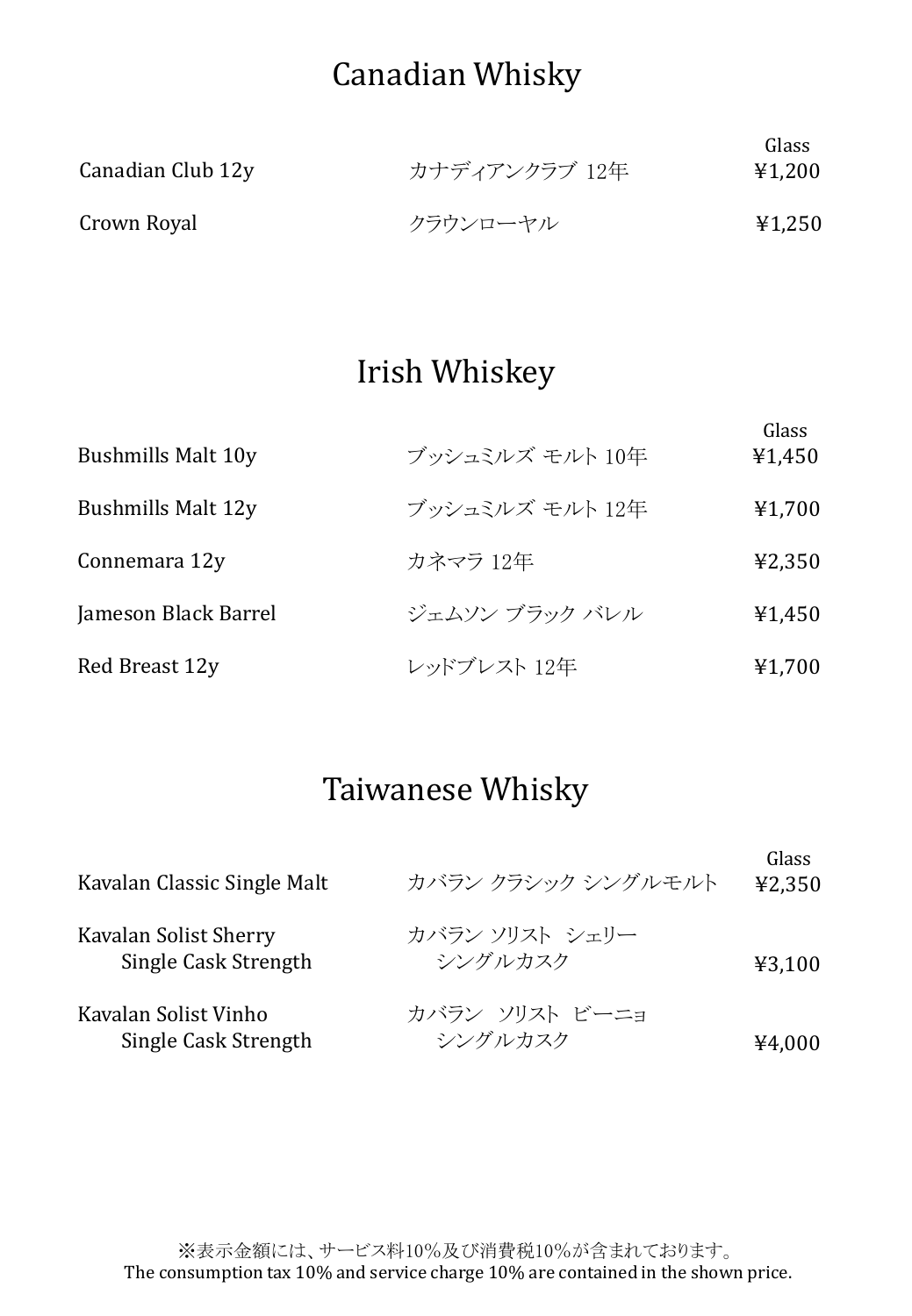# Canadian Whisky

| | | Glass |
|---|---|---|
| Canadian Club 12y | カナディアンクラブ 12年 | ¥1,200 |
| Crown Royal | クラウンローヤル | ¥1,250 |

# Irish Whiskey

| | | Glass |
|---|---|---|
| Bushmills Malt 10y | ブッシュミルズ モルト 10年 | ¥1,450 |
| Bushmills Malt 12y | ブッシュミルズ モルト 12年 | ¥1,700 |
| Connemara 12y | カネマラ 12年 | ¥2,350 |
| Jameson Black Barrel | ジェムソン ブラック バレル | ¥1,450 |
| Red Breast 12y | レッドブレスト 12年 | ¥1,700 |

# Taiwanese Whisky

| | | Glass |
|---|---|---|
| Kavalan Classic Single Malt | カバラン クラシック シングルモルト | ¥2,350 |
| Kavalan Solist Sherry Single Cask Strength | カバラン ソリスト シェリー シングルカスク | ¥3,100 |
| Kavalan Solist Vinho Single Cask Strength | カバラン ソリスト ビーニョ シングルカスク | ¥4,000 |

※表示金額には、サービス料10%及び消費税10%が含まれております。
The consumption tax 10% and service charge 10% are contained in the shown price.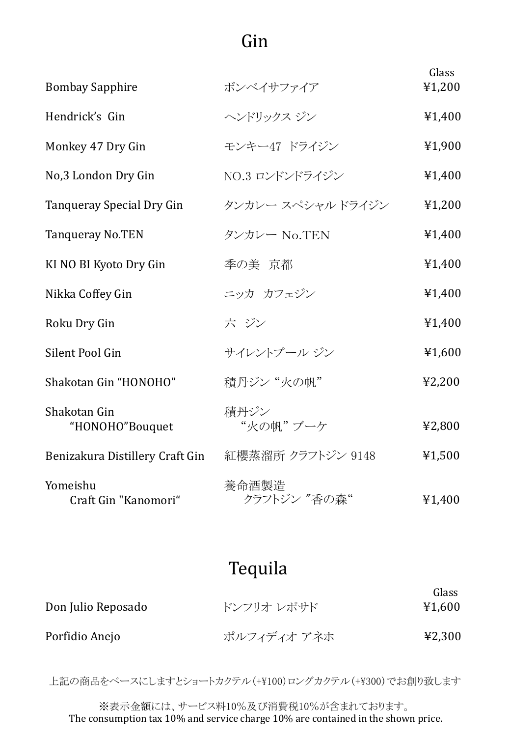# Gin

| | | Glass |
|---|---|---|
| Bombay Sapphire | ボンベイサファイア | ¥1,200 |
| Hendrick's Gin | ヘンドリックス ジン | ¥1,400 |
| Monkey 47 Dry Gin | モンキー47 ドライジン | ¥1,900 |
| No,3 London Dry Gin | NO.3 ロンドンドライジン | ¥1,400 |
| Tanqueray Special Dry Gin | タンカレー スペシャル ドライジン | ¥1,200 |
| Tanqueray No.TEN | タンカレー No.TEN | ¥1,400 |
| KI NO BI Kyoto Dry Gin | 季の美　京都 | ¥1,400 |
| Nikka Coffey Gin | ニッカ　カフェジン | ¥1,400 |
| Roku Dry Gin | 六　ジン | ¥1,400 |
| Silent Pool Gin | サイレントプール ジン | ¥1,600 |
| Shakotan Gin "HONOHO" | 積丹ジン "火の帆" | ¥2,200 |
| Shakotan Gin "HONOHO"Bouquet | 積丹ジン "火の帆" ブーケ | ¥2,800 |
| Benizakura Distillery Craft Gin | 紅櫻蒸溜所 クラフトジン 9148 | ¥1,500 |
| Yomeishu Craft Gin "Kanomori" | 養命酒製造 クラフトジン "香の森" | ¥1,400 |

# Tequila

| | | Glass |
|---|---|---|
| Don Julio Reposado | ドンフリオ レポサド | ¥1,600 |
| Porfidio Anejo | ポルフィディオ アネホ | ¥2,300 |

上記の商品をベースにしますとショートカクテル（+¥100）ロングカクテル（+¥300）でお創り致します

※表示金額には、サービス料10%及び消費税10%が含まれております。
The consumption tax 10% and service charge 10% are contained in the shown price.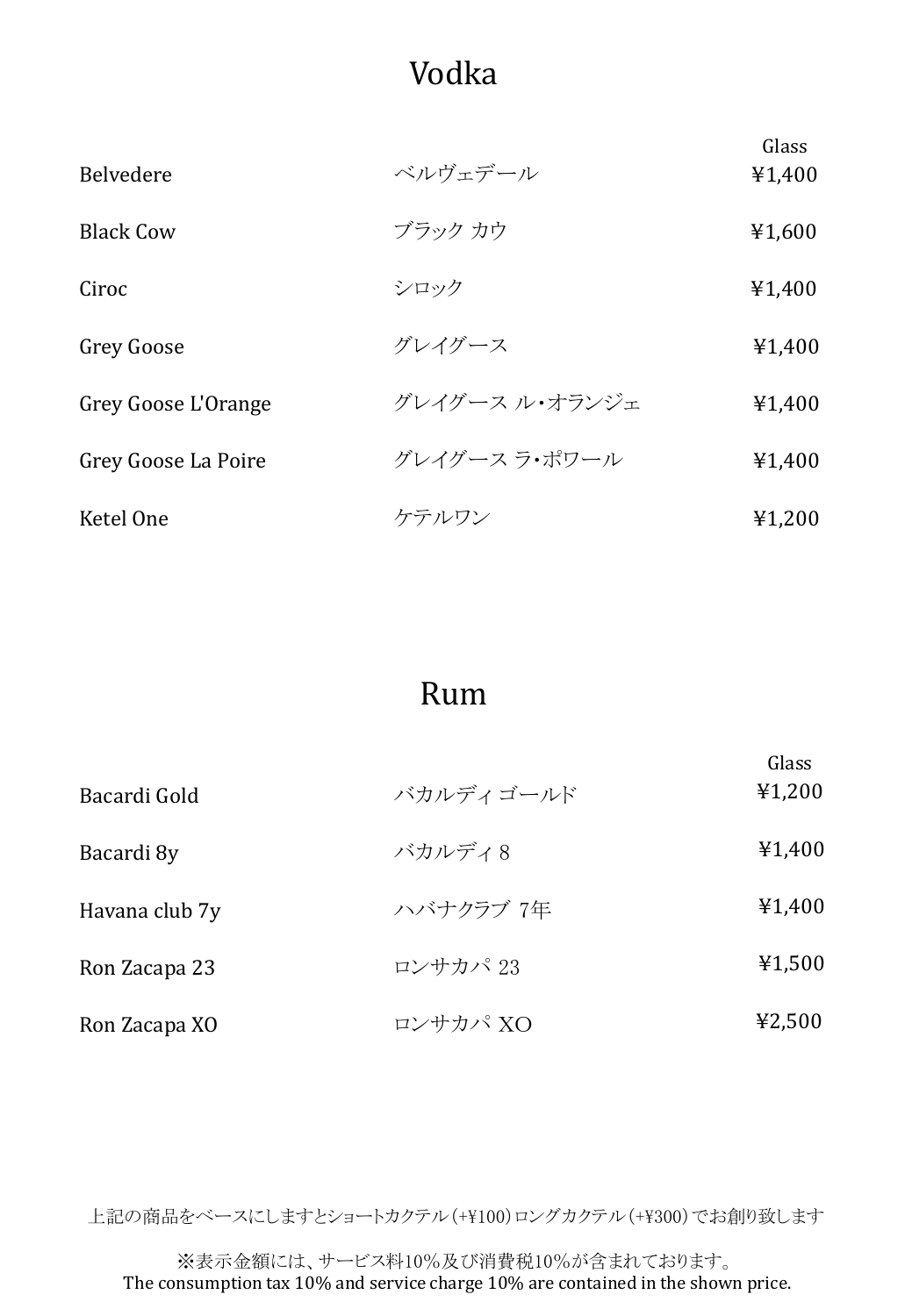# Vodka

| | | Glass |
|---|---|---|
| Belvedere | ベルヴェデール | ¥1,400 |
| Black Cow | ブラック カウ | ¥1,600 |
| Ciroc | シロック | ¥1,400 |
| Grey Goose | グレイグース | ¥1,400 |
| Grey Goose L'Orange | グレイグース ル・オランジェ | ¥1,400 |
| Grey Goose La Poire | グレイグース ラ・ポワール | ¥1,400 |
| Ketel One | ケテルワン | ¥1,200 |

# Rum

| | | Glass |
|---|---|---|
| Bacardi Gold | バカルディ ゴールド | ¥1,200 |
| Bacardi 8y | バカルディ 8 | ¥1,400 |
| Havana club 7y | ハバナクラブ 7年 | ¥1,400 |
| Ron Zacapa 23 | ロンサカパ 23 | ¥1,500 |
| Ron Zacapa XO | ロンサカパ XO | ¥2,500 |

上記の商品をベースにしますとショートカクテル（+¥100）ロングカクテル（+¥300）でお創り致します

※表示金額には、サービス料10%及び消費税10%が含まれております。
The consumption tax 10% and service charge 10% are contained in the shown price.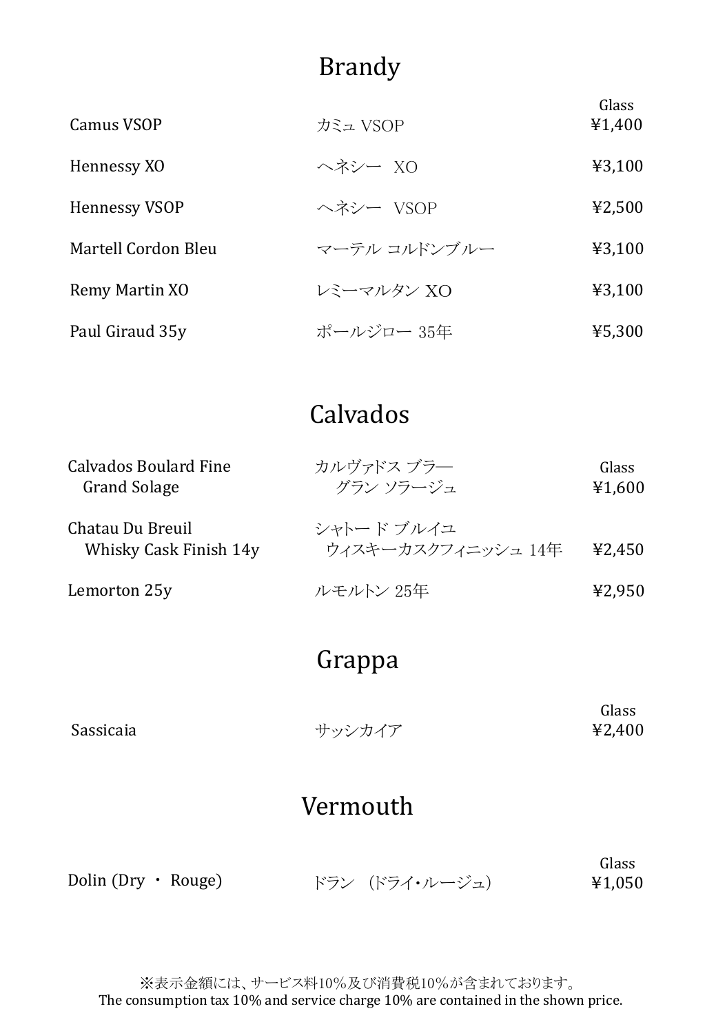## Brandy

| | | Glass |
|---|---|---|
| Camus VSOP | カミュ VSOP | ¥1,400 |
| Hennessy XO | ヘネシー XO | ¥3,100 |
| Hennessy VSOP | ヘネシー VSOP | ¥2,500 |
| Martell Cordon Bleu | マーテル コルドンブルー | ¥3,100 |
| Remy Martin XO | レミーマルタン XO | ¥3,100 |
| Paul Giraud 35y | ポールジロー 35年 | ¥5,300 |

## Calvados

| | | Glass |
|---|---|---|
| Calvados Boulard Fine Grand Solage | カルヴァドス ブラ— グラン ソラージュ | ¥1,600 |
| Chatau Du Breuil Whisky Cask Finish 14y | シャトー ド ブルイユ ウィスキーカスクフィニッシュ 14年 | ¥2,450 |
| Lemorton 25y | ルモルトン 25年 | ¥2,950 |

## Grappa

| | | Glass |
|---|---|---|
| Sassicaia | サッシカイア | ¥2,400 |

## Vermouth

| | | Glass |
|---|---|---|
| Dolin (Dry ・ Rouge) | ドラン （ドライ・ルージュ） | ¥1,050 |

※表示金額には、サービス料10%及び消費税10%が含まれております。
The consumption tax 10% and service charge 10% are contained in the shown price.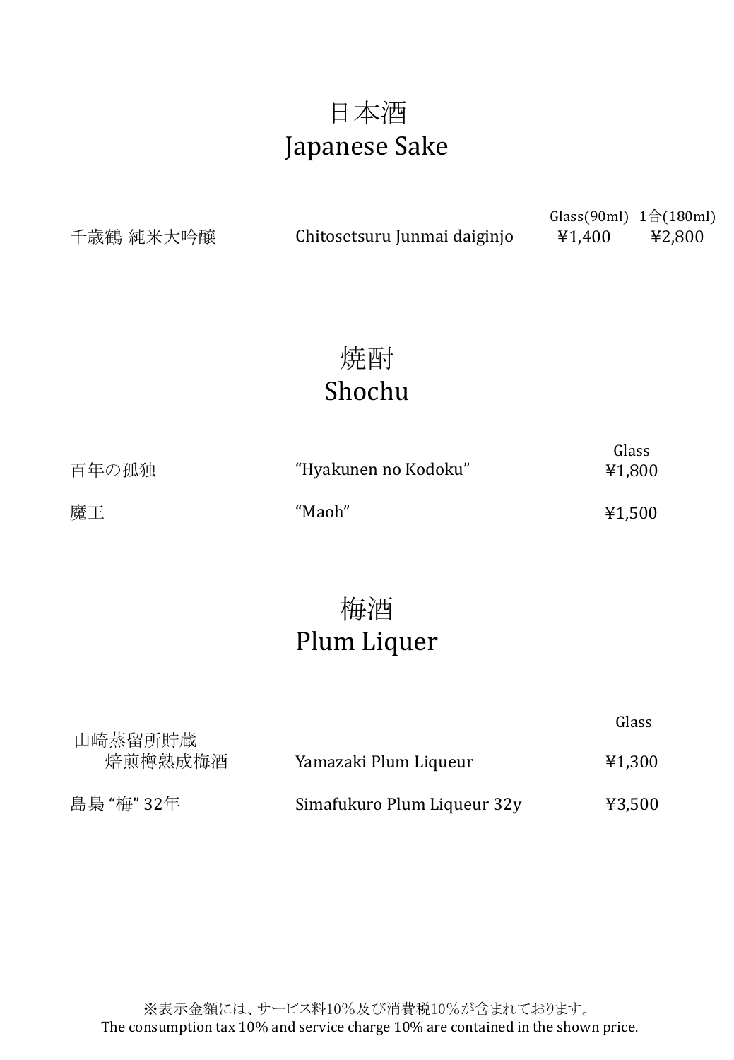# 日本酒
# Japanese Sake

| | | Glass(90ml) | 1合(180ml) |
|---|---|---|---|
| 千歳鶴 純米大吟醸 | Chitosetsuru Junmai daiginjo | ¥1,400 | ¥2,800 |

# 焼酎
# Shochu

| | | Glass |
|---|---|---|
| 百年の孤独 | “Hyakunen no Kodoku” | ¥1,800 |
| 魔王 | “Maoh” | ¥1,500 |

# 梅酒
# Plum Liquer

| | | Glass |
|---|---|---|
| 山崎蒸留所貯蔵 焙煎樽熟成梅酒 | Yamazaki Plum Liqueur | ¥1,300 |
| 島梟 “梅” 32年 | Simafukuro Plum Liqueur 32y | ¥3,500 |

※表示金額には、サービス料10%及び消費税10%が含まれております。
The consumption tax 10% and service charge 10% are contained in the shown price.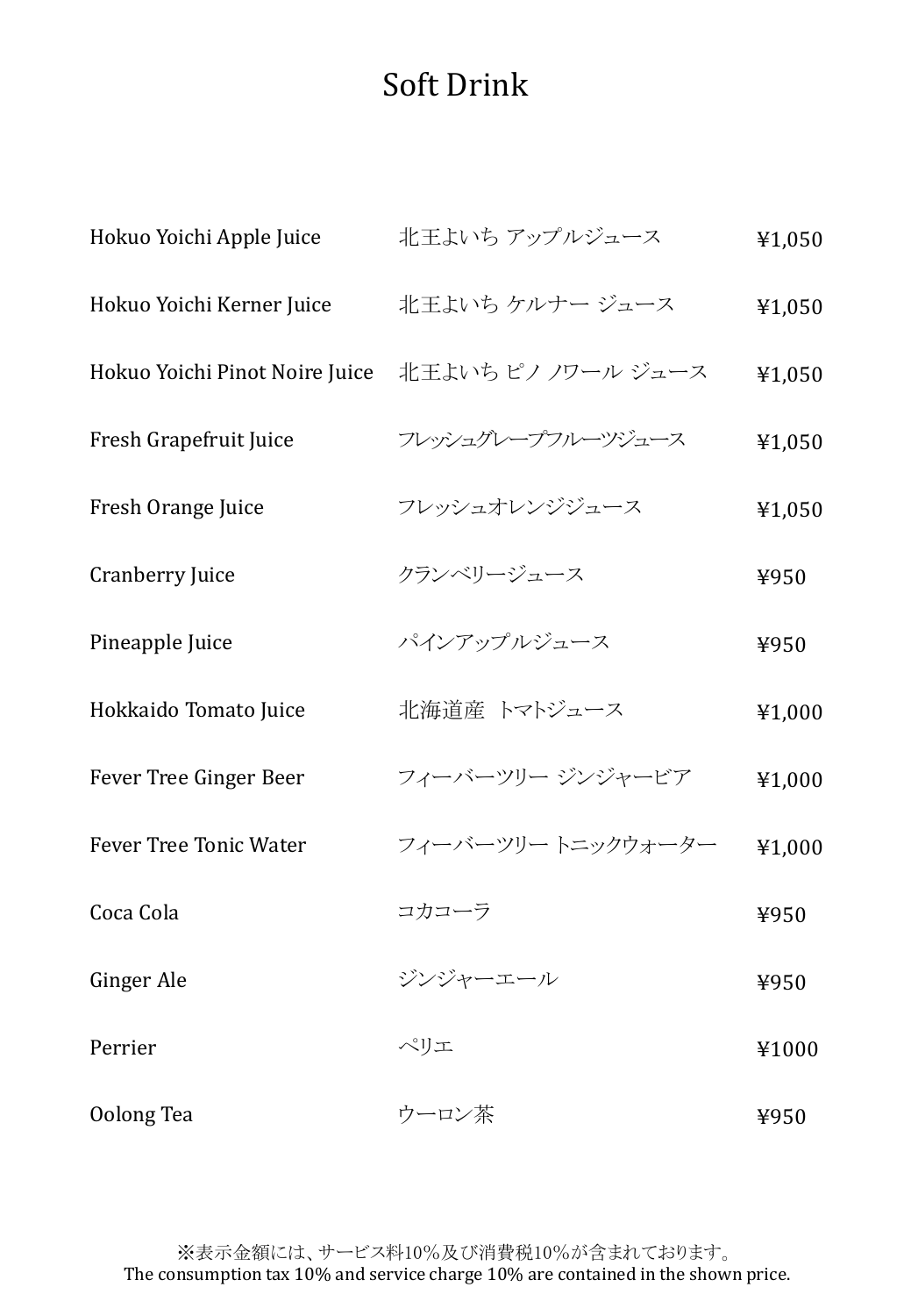# Soft Drink

| | | |
|---|---|---|
| Hokuo Yoichi Apple Juice | 北王よいち アップルジュース | ¥1,050 |
| Hokuo Yoichi Kerner Juice | 北王よいち ケルナー ジュース | ¥1,050 |
| Hokuo Yoichi Pinot Noire Juice | 北王よいち ピノ ノワール ジュース | ¥1,050 |
| Fresh Grapefruit Juice | フレッシュグレープフルーツジュース | ¥1,050 |
| Fresh Orange Juice | フレッシュオレンジジュース | ¥1,050 |
| Cranberry Juice | クランベリージュース | ¥950 |
| Pineapple Juice | パインアップルジュース | ¥950 |
| Hokkaido Tomato Juice | 北海道産　トマトジュース | ¥1,000 |
| Fever Tree Ginger Beer | フィーバーツリー ジンジャービア | ¥1,000 |
| Fever Tree Tonic Water | フィーバーツリー トニックウォーター | ¥1,000 |
| Coca Cola | コカコーラ | ¥950 |
| Ginger Ale | ジンジャーエール | ¥950 |
| Perrier | ペリエ | ¥1000 |
| Oolong Tea | ウーロン茶 | ¥950 |

※表示金額には、サービス料10%及び消費税10%が含まれております。
The consumption tax 10% and service charge 10% are contained in the shown price.